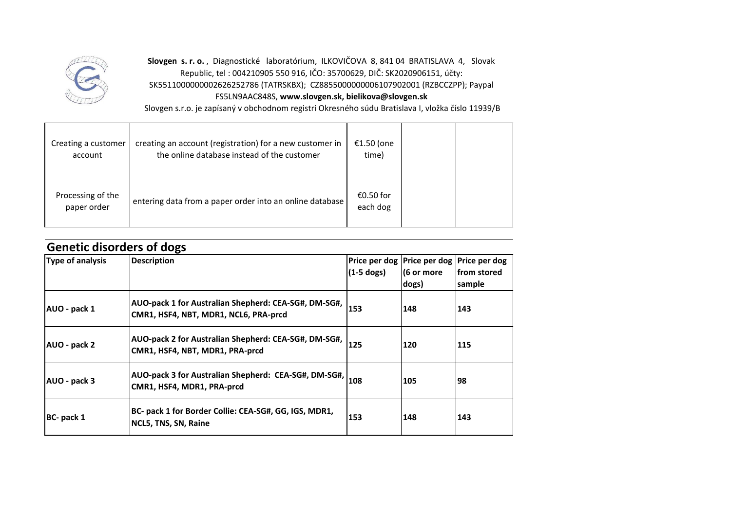**Slovgen s. r. o.** , Diagnostické laboratórium, ILKOVIČOVA 8, 841 04 BRATISLAVA 4, Slovak Republic, tel : 004210905 550 916, IČO: 35700629, DIČ: SK2020906151, účty: SK5511000000002626252786 (TATRSKBX); CZ8855000000006107902001 (RZBCCZPP); Paypal FS5LN9AAC848S, **www.slovgen.sk, bielikova@slovgen.sk**

Slovgen s.r.o. je zapísaný v obchodnom registri Okresného súdu Bratislava I, vložka číslo 11939/B

| | | | | |
|---|---|---|---|---|
| Creating a customer account | creating an account (registration) for a new customer in the online database instead of the customer | €1.50 (one time) | | |
| Processing of the paper order | entering data from a paper order into an online database | €0.50 for each dog | | |

## Genetic disorders of dogs

| Type of analysis | Description | Price per dog (1-5 dogs) | Price per dog (6 or more dogs) | Price per dog from stored sample |
|---|---|---|---|---|
| **AUO - pack 1** | **AUO-pack 1 for Australian Shepherd: CEA-SG#, DM-SG#, CMR1, HSF4, NBT, MDR1, NCL6, PRA-prcd** | **153** | **148** | **143** |
| **AUO - pack 2** | **AUO-pack 2 for Australian Shepherd: CEA-SG#, DM-SG#, CMR1, HSF4, NBT, MDR1, PRA-prcd** | **125** | **120** | **115** |
| **AUO - pack 3** | **AUO-pack 3 for Australian Shepherd: CEA-SG#, DM-SG#, CMR1, HSF4, MDR1, PRA-prcd** | **108** | **105** | **98** |
| **BC- pack 1** | **BC- pack 1 for Border Collie: CEA-SG#, GG, IGS, MDR1, NCL5, TNS, SN, Raine** | **153** | **148** | **143** |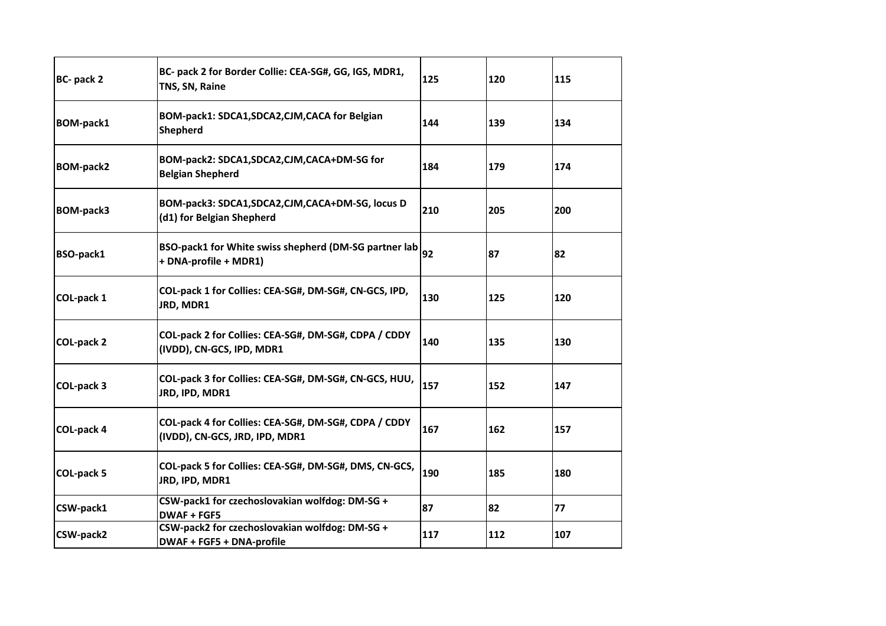| BC- pack 2 | BC- pack 2 for Border Collie: CEA-SG#, GG, IGS, MDR1, TNS, SN, Raine | 125 | 120 | 115 |
|---|---|---|---|---|
| BOM-pack1 | BOM-pack1: SDCA1,SDCA2,CJM,CACA for Belgian Shepherd | 144 | 139 | 134 |
| BOM-pack2 | BOM-pack2: SDCA1,SDCA2,CJM,CACA+DM-SG for Belgian Shepherd | 184 | 179 | 174 |
| BOM-pack3 | BOM-pack3: SDCA1,SDCA2,CJM,CACA+DM-SG, locus D (d1) for Belgian Shepherd | 210 | 205 | 200 |
| BSO-pack1 | BSO-pack1 for White swiss shepherd (DM-SG partner lab + DNA-profile + MDR1) | 92 | 87 | 82 |
| COL-pack 1 | COL-pack 1 for Collies: CEA-SG#, DM-SG#, CN-GCS, IPD, JRD, MDR1 | 130 | 125 | 120 |
| COL-pack 2 | COL-pack 2 for Collies: CEA-SG#, DM-SG#, CDPA / CDDY (IVDD), CN-GCS, IPD, MDR1 | 140 | 135 | 130 |
| COL-pack 3 | COL-pack 3 for Collies: CEA-SG#, DM-SG#, CN-GCS, HUU, JRD, IPD, MDR1 | 157 | 152 | 147 |
| COL-pack 4 | COL-pack 4 for Collies: CEA-SG#, DM-SG#, CDPA / CDDY (IVDD), CN-GCS, JRD, IPD, MDR1 | 167 | 162 | 157 |
| COL-pack 5 | COL-pack 5 for Collies: CEA-SG#, DM-SG#, DMS, CN-GCS, JRD, IPD, MDR1 | 190 | 185 | 180 |
| CSW-pack1 | CSW-pack1 for czechoslovakian wolfdog: DM-SG + DWAF + FGF5 | 87 | 82 | 77 |
| CSW-pack2 | CSW-pack2 for czechoslovakian wolfdog: DM-SG + DWAF + FGF5 + DNA-profile | 117 | 112 | 107 |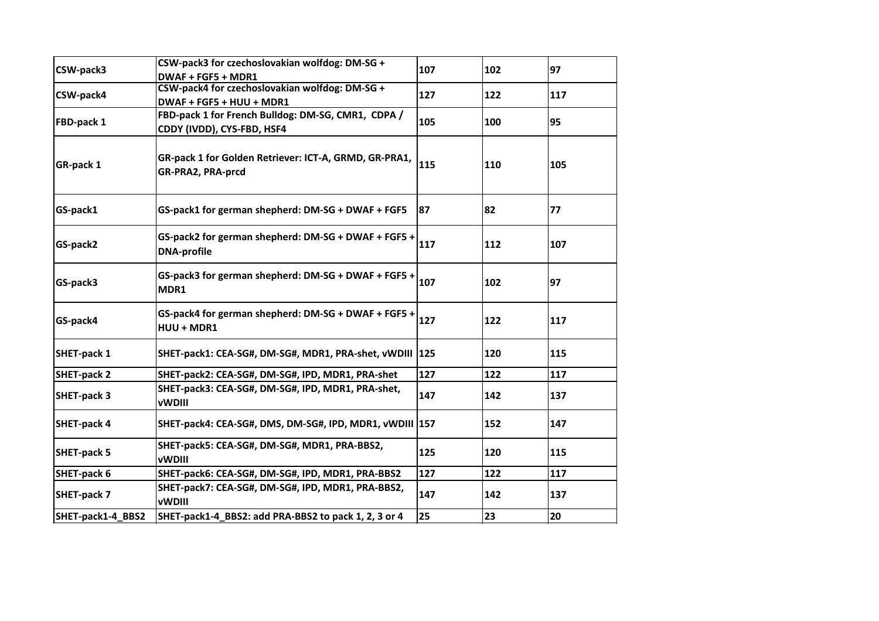| CSW-pack3 | CSW-pack3 for czechoslovakian wolfdog: DM-SG + DWAF + FGF5 + MDR1 | 107 | 102 | 97 |
|---|---|---|---|---|
| CSW-pack4 | CSW-pack4 for czechoslovakian wolfdog: DM-SG + DWAF + FGF5 + HUU + MDR1 | 127 | 122 | 117 |
| FBD-pack 1 | FBD-pack 1 for French Bulldog: DM-SG, CMR1, CDPA / CDDY (IVDD), CYS-FBD, HSF4 | 105 | 100 | 95 |
| GR-pack 1 | GR-pack 1 for Golden Retriever: ICT-A, GRMD, GR-PRA1, GR-PRA2, PRA-prcd | 115 | 110 | 105 |
| GS-pack1 | GS-pack1 for german shepherd: DM-SG + DWAF + FGF5 | 87 | 82 | 77 |
| GS-pack2 | GS-pack2 for german shepherd: DM-SG + DWAF + FGF5 + DNA-profile | 117 | 112 | 107 |
| GS-pack3 | GS-pack3 for german shepherd: DM-SG + DWAF + FGF5 + MDR1 | 107 | 102 | 97 |
| GS-pack4 | GS-pack4 for german shepherd: DM-SG + DWAF + FGF5 + HUU + MDR1 | 127 | 122 | 117 |
| SHET-pack 1 | SHET-pack1: CEA-SG#, DM-SG#, MDR1, PRA-shet, vWDIII | 125 | 120 | 115 |
| SHET-pack 2 | SHET-pack2: CEA-SG#, DM-SG#, IPD, MDR1, PRA-shet | 127 | 122 | 117 |
| SHET-pack 3 | SHET-pack3: CEA-SG#, DM-SG#, IPD, MDR1, PRA-shet, vWDIII | 147 | 142 | 137 |
| SHET-pack 4 | SHET-pack4: CEA-SG#, DMS, DM-SG#, IPD, MDR1, vWDIII | 157 | 152 | 147 |
| SHET-pack 5 | SHET-pack5: CEA-SG#, DM-SG#, MDR1, PRA-BBS2, vWDIII | 125 | 120 | 115 |
| SHET-pack 6 | SHET-pack6: CEA-SG#, DM-SG#, IPD, MDR1, PRA-BBS2 | 127 | 122 | 117 |
| SHET-pack 7 | SHET-pack7: CEA-SG#, DM-SG#, IPD, MDR1, PRA-BBS2, vWDIII | 147 | 142 | 137 |
| SHET-pack1-4_BBS2 | SHET-pack1-4_BBS2: add PRA-BBS2 to pack 1, 2, 3 or 4 | 25 | 23 | 20 |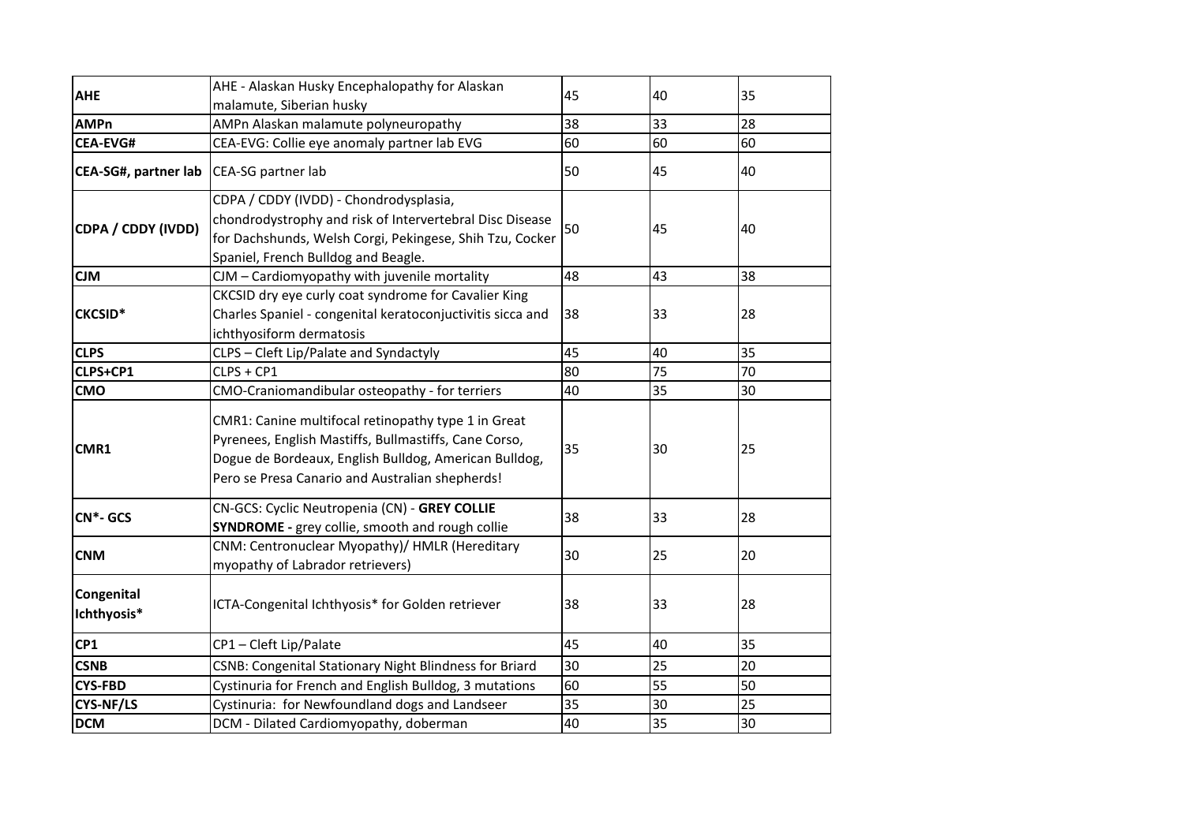| | | | | |
|---|---|---|---|---|
| **AHE** | AHE - Alaskan Husky Encephalopathy for Alaskan malamute, Siberian husky | 45 | 40 | 35 |
| **AMPn** | AMPn Alaskan malamute polyneuropathy | 38 | 33 | 28 |
| **CEA-EVG#** | CEA-EVG: Collie eye anomaly partner lab EVG | 60 | 60 | 60 |
| **CEA-SG#, partner lab** | CEA-SG partner lab | 50 | 45 | 40 |
| **CDPA / CDDY (IVDD)** | CDPA / CDDY (IVDD) - Chondrodysplasia, chondrodystrophy and risk of Intervertebral Disc Disease for Dachshunds, Welsh Corgi, Pekingese, Shih Tzu, Cocker Spaniel, French Bulldog and Beagle. | 50 | 45 | 40 |
| **CJM** | CJM – Cardiomyopathy with juvenile mortality | 48 | 43 | 38 |
| **CKCSID*** | CKCSID dry eye curly coat syndrome for Cavalier King Charles Spaniel - congenital keratoconjuctivitis sicca and ichthyosiform dermatosis | 38 | 33 | 28 |
| **CLPS** | CLPS – Cleft Lip/Palate and Syndactyly | 45 | 40 | 35 |
| **CLPS+CP1** | CLPS + CP1 | 80 | 75 | 70 |
| **CMO** | CMO-Craniomandibular osteopathy - for terriers | 40 | 35 | 30 |
| **CMR1** | CMR1: Canine multifocal retinopathy type 1 in Great Pyrenees, English Mastiffs, Bullmastiffs, Cane Corso, Dogue de Bordeaux, English Bulldog, American Bulldog, Pero se Presa Canario and Australian shepherds! | 35 | 30 | 25 |
| **CN*- GCS** | CN-GCS: Cyclic Neutropenia (CN) - **GREY COLLIE SYNDROME -** grey collie, smooth and rough collie | 38 | 33 | 28 |
| **CNM** | CNM: Centronuclear Myopathy)/ HMLR (Hereditary myopathy of Labrador retrievers) | 30 | 25 | 20 |
| **Congenital Ichthyosis*** | ICTA-Congenital Ichthyosis* for Golden retriever | 38 | 33 | 28 |
| **CP1** | CP1 – Cleft Lip/Palate | 45 | 40 | 35 |
| **CSNB** | CSNB: Congenital Stationary Night Blindness for Briard | 30 | 25 | 20 |
| **CYS-FBD** | Cystinuria for French and English Bulldog, 3 mutations | 60 | 55 | 50 |
| **CYS-NF/LS** | Cystinuria: for Newfoundland dogs and Landseer | 35 | 30 | 25 |
| **DCM** | DCM - Dilated Cardiomyopathy, doberman | 40 | 35 | 30 |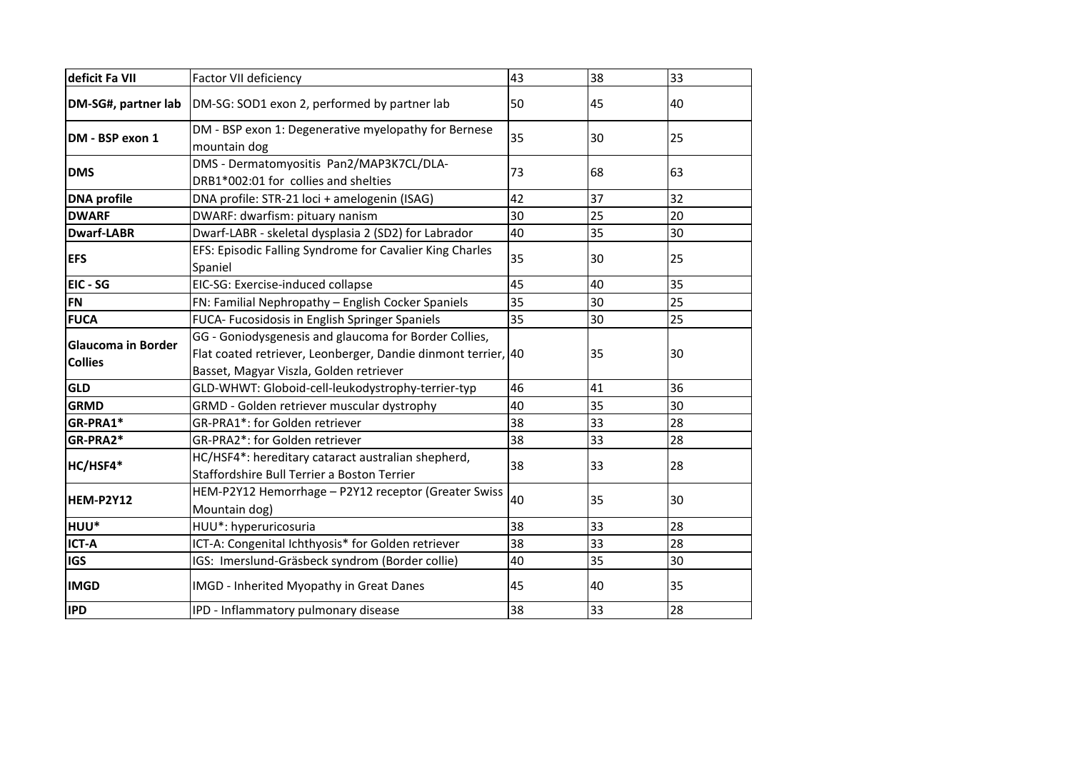| | | | | |
|---|---|---|---|---|
| **deficit Fa VII** | Factor VII deficiency | 43 | 38 | 33 |
| **DM-SG#, partner lab** | DM-SG: SOD1 exon 2, performed by partner lab | 50 | 45 | 40 |
| **DM - BSP exon 1** | DM - BSP exon 1: Degenerative myelopathy for Bernese mountain dog | 35 | 30 | 25 |
| **DMS** | DMS - Dermatomyositis Pan2/MAP3K7CL/DLA-DRB1*002:01 for collies and shelties | 73 | 68 | 63 |
| **DNA profile** | DNA profile: STR-21 loci + amelogenin (ISAG) | 42 | 37 | 32 |
| **DWARF** | DWARF: dwarfism: pituary nanism | 30 | 25 | 20 |
| **Dwarf-LABR** | Dwarf-LABR - skeletal dysplasia 2 (SD2) for Labrador | 40 | 35 | 30 |
| **EFS** | EFS: Episodic Falling Syndrome for Cavalier King Charles Spaniel | 35 | 30 | 25 |
| **EIC - SG** | EIC-SG: Exercise-induced collapse | 45 | 40 | 35 |
| **FN** | FN: Familial Nephropathy – English Cocker Spaniels | 35 | 30 | 25 |
| **FUCA** | FUCA- Fucosidosis in English Springer Spaniels | 35 | 30 | 25 |
| **Glaucoma in Border Collies** | GG - Goniodysgenesis and glaucoma for Border Collies, Flat coated retriever, Leonberger, Dandie dinmont terrier, Basset, Magyar Viszla, Golden retriever | 40 | 35 | 30 |
| **GLD** | GLD-WHWT: Globoid-cell-leukodystrophy-terrier-typ | 46 | 41 | 36 |
| **GRMD** | GRMD - Golden retriever muscular dystrophy | 40 | 35 | 30 |
| **GR-PRA1*** | GR-PRA1*: for Golden retriever | 38 | 33 | 28 |
| **GR-PRA2*** | GR-PRA2*: for Golden retriever | 38 | 33 | 28 |
| **HC/HSF4*** | HC/HSF4*: hereditary cataract australian shepherd, Staffordshire Bull Terrier a Boston Terrier | 38 | 33 | 28 |
| **HEM-P2Y12** | HEM-P2Y12 Hemorrhage – P2Y12 receptor (Greater Swiss Mountain dog) | 40 | 35 | 30 |
| **HUU*** | HUU*: hyperuricosuria | 38 | 33 | 28 |
| **ICT-A** | ICT-A: Congenital Ichthyosis* for Golden retriever | 38 | 33 | 28 |
| **IGS** | IGS: Imerslund-Gräsbeck syndrom (Border collie) | 40 | 35 | 30 |
| **IMGD** | IMGD - Inherited Myopathy in Great Danes | 45 | 40 | 35 |
| **IPD** | IPD - Inflammatory pulmonary disease | 38 | 33 | 28 |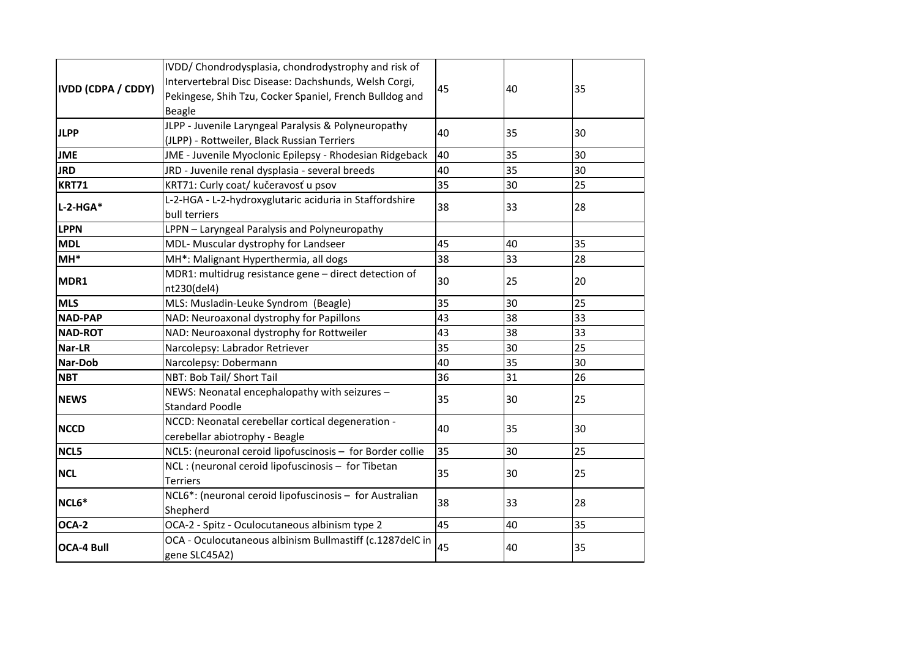| | | | | |
|---|---|---|---|---|
| **IVDD (CDPA / CDDY)** | IVDD/ Chondrodysplasia, chondrodystrophy and risk of Intervertebral Disc Disease: Dachshunds, Welsh Corgi, Pekingese, Shih Tzu, Cocker Spaniel, French Bulldog and Beagle | 45 | 40 | 35 |
| **JLPP** | JLPP - Juvenile Laryngeal Paralysis & Polyneuropathy (JLPP) - Rottweiler, Black Russian Terriers | 40 | 35 | 30 |
| **JME** | JME - Juvenile Myoclonic Epilepsy - Rhodesian Ridgeback | 40 | 35 | 30 |
| **JRD** | JRD - Juvenile renal dysplasia - several breeds | 40 | 35 | 30 |
| **KRT71** | KRT71: Curly coat/ kučeravosť u psov | 35 | 30 | 25 |
| **L-2-HGA*** | L-2-HGA - L-2-hydroxyglutaric aciduria in Staffordshire bull terriers | 38 | 33 | 28 |
| **LPPN** | LPPN – Laryngeal Paralysis and Polyneuropathy | | | |
| **MDL** | MDL- Muscular dystrophy for Landseer | 45 | 40 | 35 |
| **MH*** | MH*: Malignant Hyperthermia, all dogs | 38 | 33 | 28 |
| **MDR1** | MDR1: multidrug resistance gene – direct detection of nt230(del4) | 30 | 25 | 20 |
| **MLS** | MLS: Musladin-Leuke Syndrom (Beagle) | 35 | 30 | 25 |
| **NAD-PAP** | NAD: Neuroaxonal dystrophy for Papillons | 43 | 38 | 33 |
| **NAD-ROT** | NAD: Neuroaxonal dystrophy for Rottweiler | 43 | 38 | 33 |
| **Nar-LR** | Narcolepsy: Labrador Retriever | 35 | 30 | 25 |
| **Nar-Dob** | Narcolepsy: Dobermann | 40 | 35 | 30 |
| **NBT** | NBT: Bob Tail/ Short Tail | 36 | 31 | 26 |
| **NEWS** | NEWS: Neonatal encephalopathy with seizures – Standard Poodle | 35 | 30 | 25 |
| **NCCD** | NCCD: Neonatal cerebellar cortical degeneration - cerebellar abiotrophy - Beagle | 40 | 35 | 30 |
| **NCL5** | NCL5: (neuronal ceroid lipofuscinosis – for Border collie | 35 | 30 | 25 |
| **NCL** | NCL : (neuronal ceroid lipofuscinosis – for Tibetan Terriers | 35 | 30 | 25 |
| **NCL6*** | NCL6*: (neuronal ceroid lipofuscinosis – for Australian Shepherd | 38 | 33 | 28 |
| **OCA-2** | OCA-2 - Spitz - Oculocutaneous albinism type 2 | 45 | 40 | 35 |
| **OCA-4 Bull** | OCA - Oculocutaneous albinism Bullmastiff (c.1287delC in gene SLC45A2) | 45 | 40 | 35 |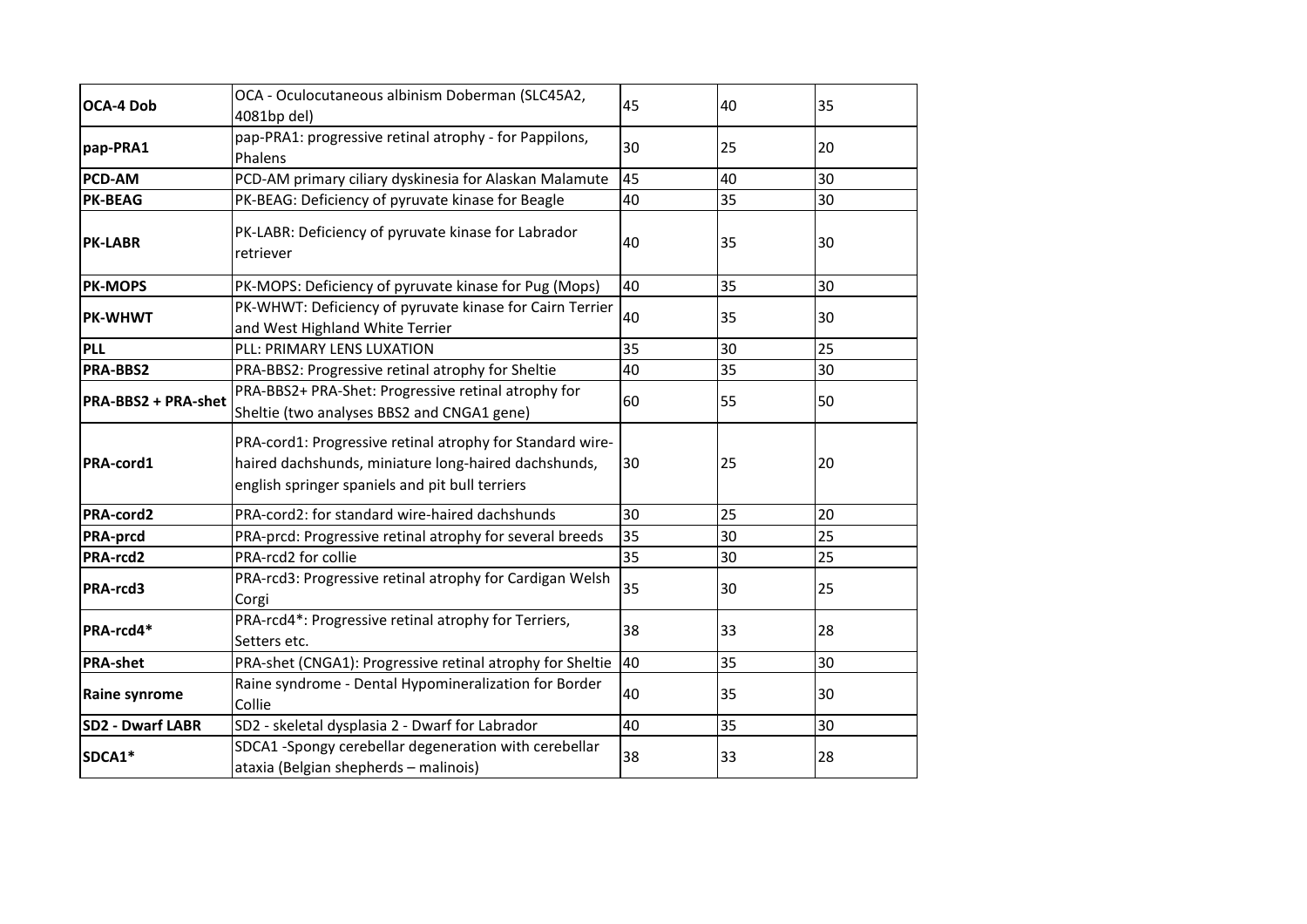| | | | | |
|---|---|---|---|---|
| **OCA-4 Dob** | OCA - Oculocutaneous albinism Doberman (SLC45A2, 4081bp del) | 45 | 40 | 35 |
| **pap-PRA1** | pap-PRA1: progressive retinal atrophy - for Pappilons, Phalens | 30 | 25 | 20 |
| **PCD-AM** | PCD-AM primary ciliary dyskinesia for Alaskan Malamute | 45 | 40 | 30 |
| **PK-BEAG** | PK-BEAG: Deficiency of pyruvate kinase for Beagle | 40 | 35 | 30 |
| **PK-LABR** | PK-LABR: Deficiency of pyruvate kinase for Labrador retriever | 40 | 35 | 30 |
| **PK-MOPS** | PK-MOPS: Deficiency of pyruvate kinase for Pug (Mops) | 40 | 35 | 30 |
| **PK-WHWT** | PK-WHWT: Deficiency of pyruvate kinase for Cairn Terrier and West Highland White Terrier | 40 | 35 | 30 |
| **PLL** | PLL: PRIMARY LENS LUXATION | 35 | 30 | 25 |
| **PRA-BBS2** | PRA-BBS2: Progressive retinal atrophy for Sheltie | 40 | 35 | 30 |
| **PRA-BBS2 + PRA-shet** | PRA-BBS2+ PRA-Shet: Progressive retinal atrophy for Sheltie (two analyses BBS2 and CNGA1 gene) | 60 | 55 | 50 |
| **PRA-cord1** | PRA-cord1: Progressive retinal atrophy for Standard wire-haired dachshunds, miniature long-haired dachshunds, english springer spaniels and pit bull terriers | 30 | 25 | 20 |
| **PRA-cord2** | PRA-cord2: for standard wire-haired dachshunds | 30 | 25 | 20 |
| **PRA-prcd** | PRA-prcd: Progressive retinal atrophy for several breeds | 35 | 30 | 25 |
| **PRA-rcd2** | PRA-rcd2 for collie | 35 | 30 | 25 |
| **PRA-rcd3** | PRA-rcd3: Progressive retinal atrophy for Cardigan Welsh Corgi | 35 | 30 | 25 |
| **PRA-rcd4*** | PRA-rcd4*: Progressive retinal atrophy for Terriers, Setters etc. | 38 | 33 | 28 |
| **PRA-shet** | PRA-shet (CNGA1): Progressive retinal atrophy for Sheltie | 40 | 35 | 30 |
| **Raine synrome** | Raine syndrome - Dental Hypomineralization for Border Collie | 40 | 35 | 30 |
| **SD2 - Dwarf LABR** | SD2 - skeletal dysplasia 2 - Dwarf for Labrador | 40 | 35 | 30 |
| **SDCA1*** | SDCA1 -Spongy cerebellar degeneration with cerebellar ataxia (Belgian shepherds – malinois) | 38 | 33 | 28 |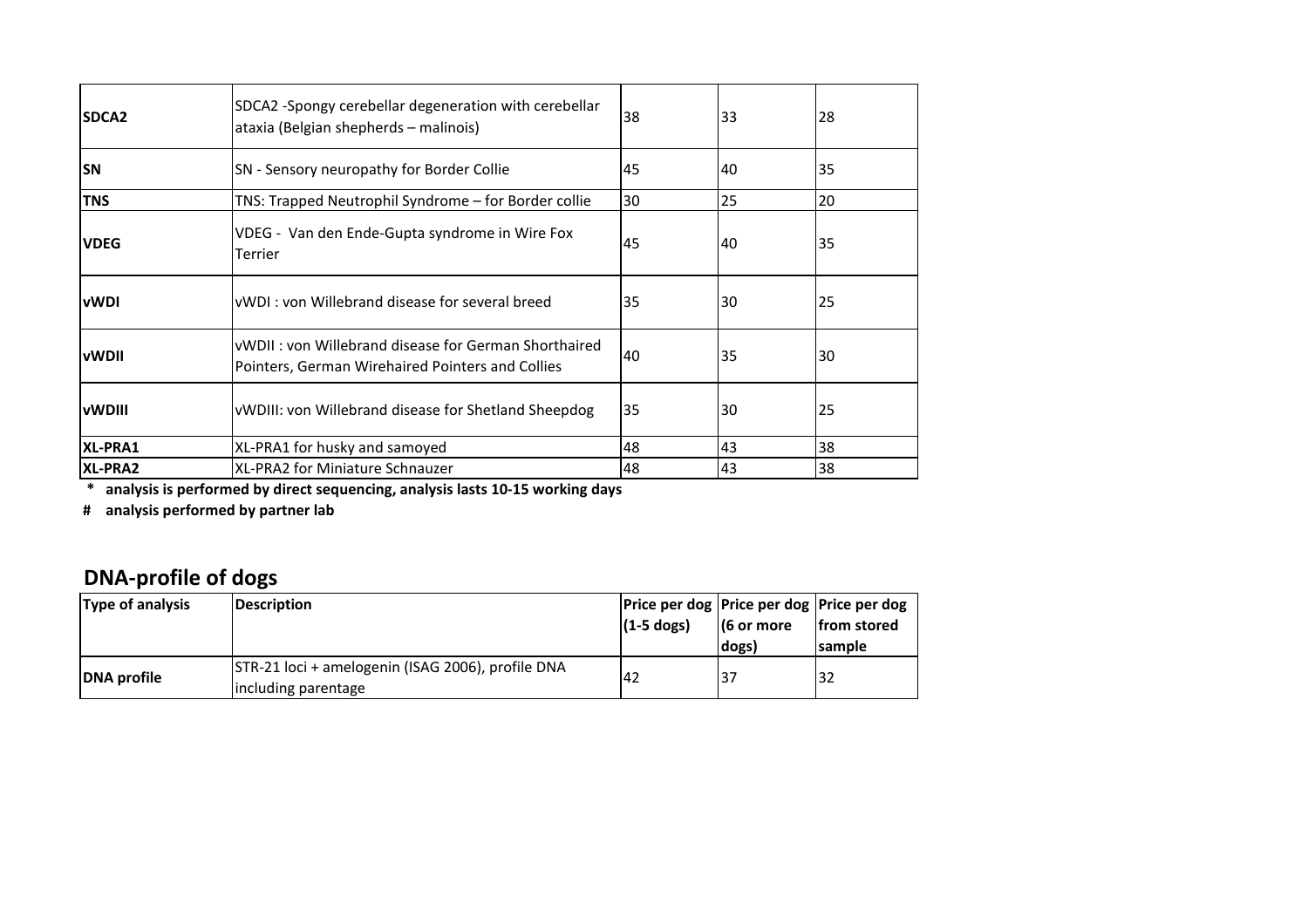| | | | | |
|---|---|---|---|---|
| **SDCA2** | SDCA2 -Spongy cerebellar degeneration with cerebellar ataxia (Belgian shepherds – malinois) | 38 | 33 | 28 |
| **SN** | SN - Sensory neuropathy for Border Collie | 45 | 40 | 35 |
| **TNS** | TNS: Trapped Neutrophil Syndrome – for Border collie | 30 | 25 | 20 |
| **VDEG** | VDEG - Van den Ende-Gupta syndrome in Wire Fox Terrier | 45 | 40 | 35 |
| **vWDI** | vWDI : von Willebrand disease for several breed | 35 | 30 | 25 |
| **vWDII** | vWDII : von Willebrand disease for German Shorthaired Pointers, German Wirehaired Pointers and Collies | 40 | 35 | 30 |
| **vWDIII** | vWDIII: von Willebrand disease for Shetland Sheepdog | 35 | 30 | 25 |
| **XL-PRA1** | XL-PRA1 for husky and samoyed | 48 | 43 | 38 |
| **XL-PRA2** | XL-PRA2 for Miniature Schnauzer | 48 | 43 | 38 |

**\* analysis is performed by direct sequencing, analysis lasts 10-15 working days**

**# analysis performed by partner lab**

## DNA-profile of dogs

| Type of analysis | Description | Price per dog (1-5 dogs) | Price per dog (6 or more dogs) | Price per dog from stored sample |
|---|---|---|---|---|
| **DNA profile** | STR-21 loci + amelogenin (ISAG 2006), profile DNA including parentage | 42 | 37 | 32 |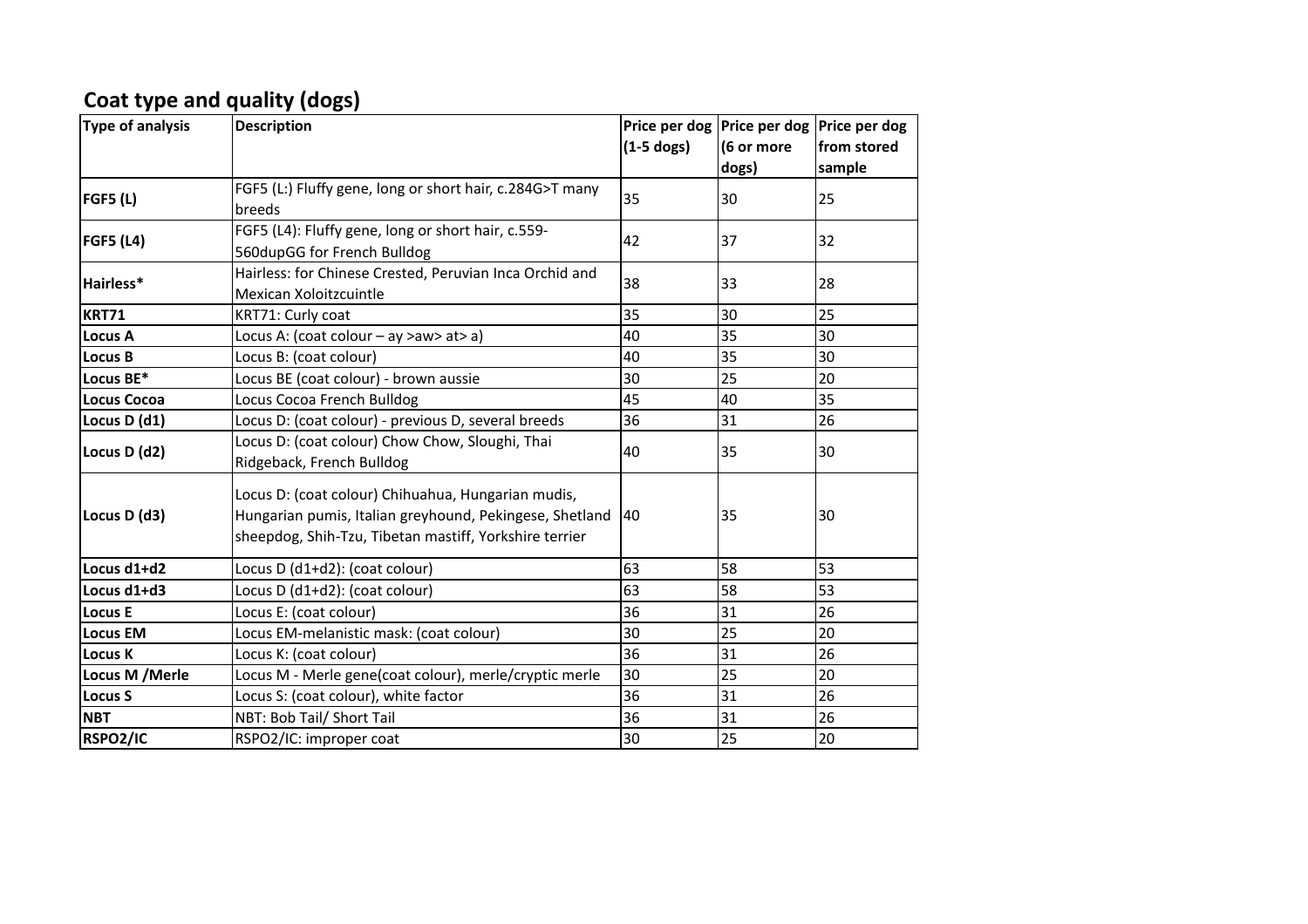## Coat type and quality (dogs)

| Type of analysis | Description | Price per dog (1-5 dogs) | Price per dog (6 or more dogs) | Price per dog from stored sample |
|---|---|---|---|---|
| **FGF5 (L)** | FGF5 (L:) Fluffy gene, long or short hair, c.284G>T many breeds | 35 | 30 | 25 |
| **FGF5 (L4)** | FGF5 (L4): Fluffy gene, long or short hair, c.559-560dupGG for French Bulldog | 42 | 37 | 32 |
| **Hairless*** | Hairless: for Chinese Crested, Peruvian Inca Orchid and Mexican Xoloitzcuintle | 38 | 33 | 28 |
| **KRT71** | KRT71: Curly coat | 35 | 30 | 25 |
| **Locus A** | Locus A: (coat colour – ay >aw> at> a) | 40 | 35 | 30 |
| **Locus B** | Locus B: (coat colour) | 40 | 35 | 30 |
| **Locus BE*** | Locus BE (coat colour) - brown aussie | 30 | 25 | 20 |
| **Locus Cocoa** | Locus Cocoa French Bulldog | 45 | 40 | 35 |
| **Locus D (d1)** | Locus D: (coat colour) - previous D, several breeds | 36 | 31 | 26 |
| **Locus D (d2)** | Locus D: (coat colour) Chow Chow, Sloughi, Thai Ridgeback, French Bulldog | 40 | 35 | 30 |
| **Locus D (d3)** | Locus D: (coat colour) Chihuahua, Hungarian mudis, Hungarian pumis, Italian greyhound, Pekingese, Shetland sheepdog, Shih-Tzu, Tibetan mastiff, Yorkshire terrier | 40 | 35 | 30 |
| **Locus d1+d2** | Locus D (d1+d2): (coat colour) | 63 | 58 | 53 |
| **Locus d1+d3** | Locus D (d1+d2): (coat colour) | 63 | 58 | 53 |
| **Locus E** | Locus E: (coat colour) | 36 | 31 | 26 |
| **Locus EM** | Locus EM-melanistic mask: (coat colour) | 30 | 25 | 20 |
| **Locus K** | Locus K: (coat colour) | 36 | 31 | 26 |
| **Locus M /Merle** | Locus M - Merle gene(coat colour), merle/cryptic merle | 30 | 25 | 20 |
| **Locus S** | Locus S: (coat colour), white factor | 36 | 31 | 26 |
| **NBT** | NBT: Bob Tail/ Short Tail | 36 | 31 | 26 |
| **RSPO2/IC** | RSPO2/IC: improper coat | 30 | 25 | 20 |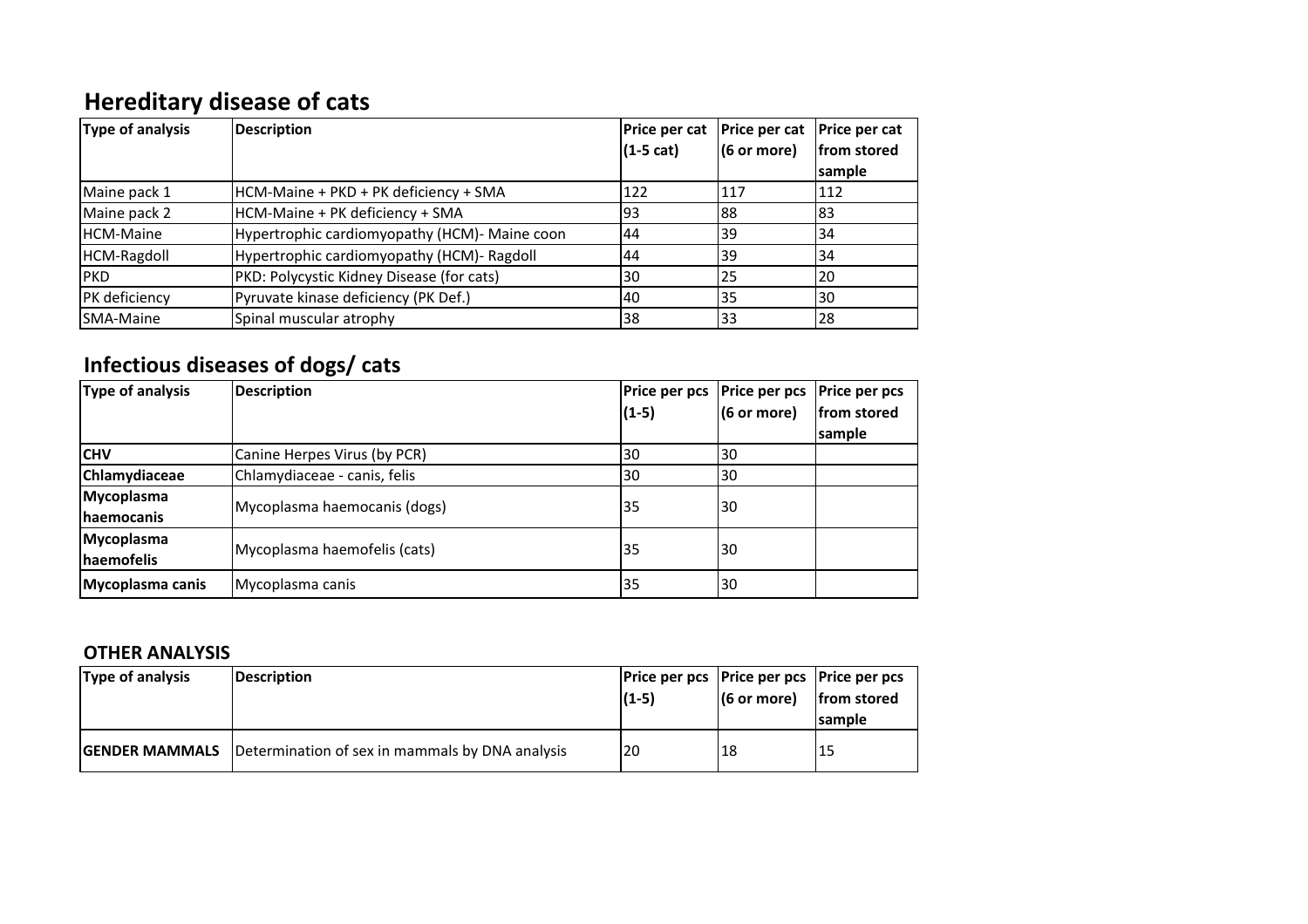## Hereditary disease of cats

| Type of analysis | Description | Price per cat (1-5 cat) | Price per cat (6 or more) | Price per cat from stored sample |
|---|---|---|---|---|
| Maine pack 1 | HCM-Maine + PKD + PK deficiency + SMA | 122 | 117 | 112 |
| Maine pack 2 | HCM-Maine + PK deficiency + SMA | 93 | 88 | 83 |
| HCM-Maine | Hypertrophic cardiomyopathy (HCM)- Maine coon | 44 | 39 | 34 |
| HCM-Ragdoll | Hypertrophic cardiomyopathy (HCM)- Ragdoll | 44 | 39 | 34 |
| PKD | PKD: Polycystic Kidney Disease (for cats) | 30 | 25 | 20 |
| PK deficiency | Pyruvate kinase deficiency (PK Def.) | 40 | 35 | 30 |
| SMA-Maine | Spinal muscular atrophy | 38 | 33 | 28 |

## Infectious diseases of dogs/ cats

| Type of analysis | Description | Price per pcs (1-5) | Price per pcs (6 or more) | Price per pcs from stored sample |
|---|---|---|---|---|
| **CHV** | Canine Herpes Virus (by PCR) | 30 | 30 | |
| **Chlamydiaceae** | Chlamydiaceae - canis, felis | 30 | 30 | |
| **Mycoplasma haemocanis** | Mycoplasma haemocanis (dogs) | 35 | 30 | |
| **Mycoplasma haemofelis** | Mycoplasma haemofelis (cats) | 35 | 30 | |
| **Mycoplasma canis** | Mycoplasma canis | 35 | 30 | |

### OTHER ANALYSIS

| Type of analysis | Description | Price per pcs (1-5) | Price per pcs (6 or more) | Price per pcs from stored sample |
|---|---|---|---|---|
| **GENDER MAMMALS** | Determination of sex in mammals by DNA analysis | 20 | 18 | 15 |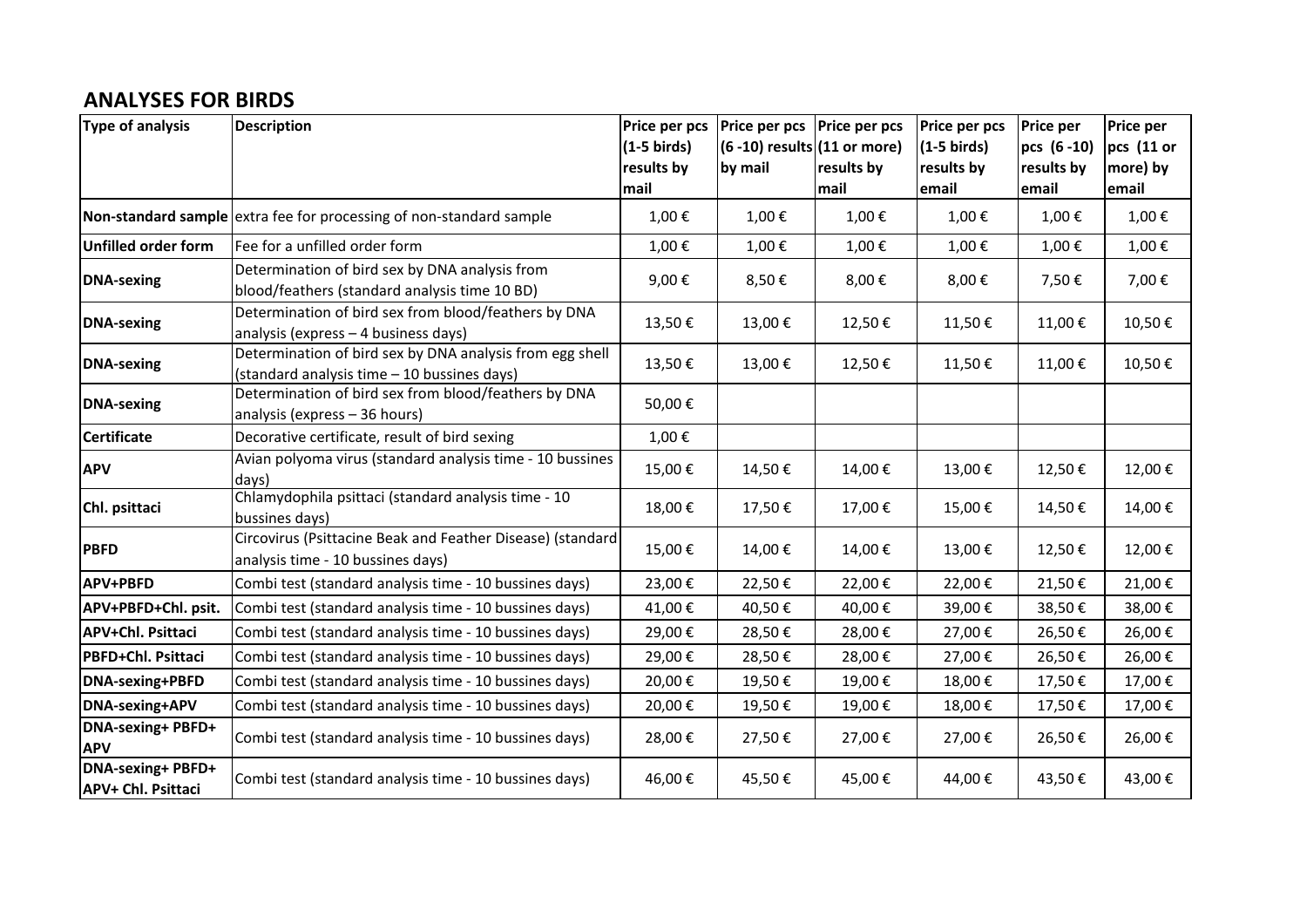## ANALYSES FOR BIRDS

| Type of analysis | Description | Price per pcs (1-5 birds) results by mail | Price per pcs (6 -10) results by mail | Price per pcs (11 or more) results by mail | Price per pcs (1-5 birds) results by email | Price per pcs (6 -10) results by email | Price per pcs (11 or more) by email |
|---|---|---|---|---|---|---|---|
| **Non-standard sample** | extra fee for processing of non-standard sample | 1,00 € | 1,00 € | 1,00 € | 1,00 € | 1,00 € | 1,00 € |
| **Unfilled order form** | Fee for a unfilled order form | 1,00 € | 1,00 € | 1,00 € | 1,00 € | 1,00 € | 1,00 € |
| **DNA-sexing** | Determination of bird sex by DNA analysis from blood/feathers (standard analysis time 10 BD) | 9,00 € | 8,50 € | 8,00 € | 8,00 € | 7,50 € | 7,00 € |
| **DNA-sexing** | Determination of bird sex from blood/feathers by DNA analysis (express – 4 business days) | 13,50 € | 13,00 € | 12,50 € | 11,50 € | 11,00 € | 10,50 € |
| **DNA-sexing** | Determination of bird sex by DNA analysis from egg shell (standard analysis time – 10 bussines days) | 13,50 € | 13,00 € | 12,50 € | 11,50 € | 11,00 € | 10,50 € |
| **DNA-sexing** | Determination of bird sex from blood/feathers by DNA analysis (express – 36 hours) | 50,00 € | | | | | |
| **Certificate** | Decorative certificate, result of bird sexing | 1,00 € | | | | | |
| **APV** | Avian polyoma virus (standard analysis time - 10 bussines days) | 15,00 € | 14,50 € | 14,00 € | 13,00 € | 12,50 € | 12,00 € |
| **Chl. psittaci** | Chlamydophila psittaci (standard analysis time - 10 bussines days) | 18,00 € | 17,50 € | 17,00 € | 15,00 € | 14,50 € | 14,00 € |
| **PBFD** | Circovirus (Psittacine Beak and Feather Disease) (standard analysis time - 10 bussines days) | 15,00 € | 14,00 € | 14,00 € | 13,00 € | 12,50 € | 12,00 € |
| **APV+PBFD** | Combi test (standard analysis time - 10 bussines days) | 23,00 € | 22,50 € | 22,00 € | 22,00 € | 21,50 € | 21,00 € |
| **APV+PBFD+Chl. psit.** | Combi test (standard analysis time - 10 bussines days) | 41,00 € | 40,50 € | 40,00 € | 39,00 € | 38,50 € | 38,00 € |
| **APV+Chl. Psittaci** | Combi test (standard analysis time - 10 bussines days) | 29,00 € | 28,50 € | 28,00 € | 27,00 € | 26,50 € | 26,00 € |
| **PBFD+Chl. Psittaci** | Combi test (standard analysis time - 10 bussines days) | 29,00 € | 28,50 € | 28,00 € | 27,00 € | 26,50 € | 26,00 € |
| **DNA-sexing+PBFD** | Combi test (standard analysis time - 10 bussines days) | 20,00 € | 19,50 € | 19,00 € | 18,00 € | 17,50 € | 17,00 € |
| **DNA-sexing+APV** | Combi test (standard analysis time - 10 bussines days) | 20,00 € | 19,50 € | 19,00 € | 18,00 € | 17,50 € | 17,00 € |
| **DNA-sexing+ PBFD+ APV** | Combi test (standard analysis time - 10 bussines days) | 28,00 € | 27,50 € | 27,00 € | 27,00 € | 26,50 € | 26,00 € |
| **DNA-sexing+ PBFD+ APV+ Chl. Psittaci** | Combi test (standard analysis time - 10 bussines days) | 46,00 € | 45,50 € | 45,00 € | 44,00 € | 43,50 € | 43,00 € |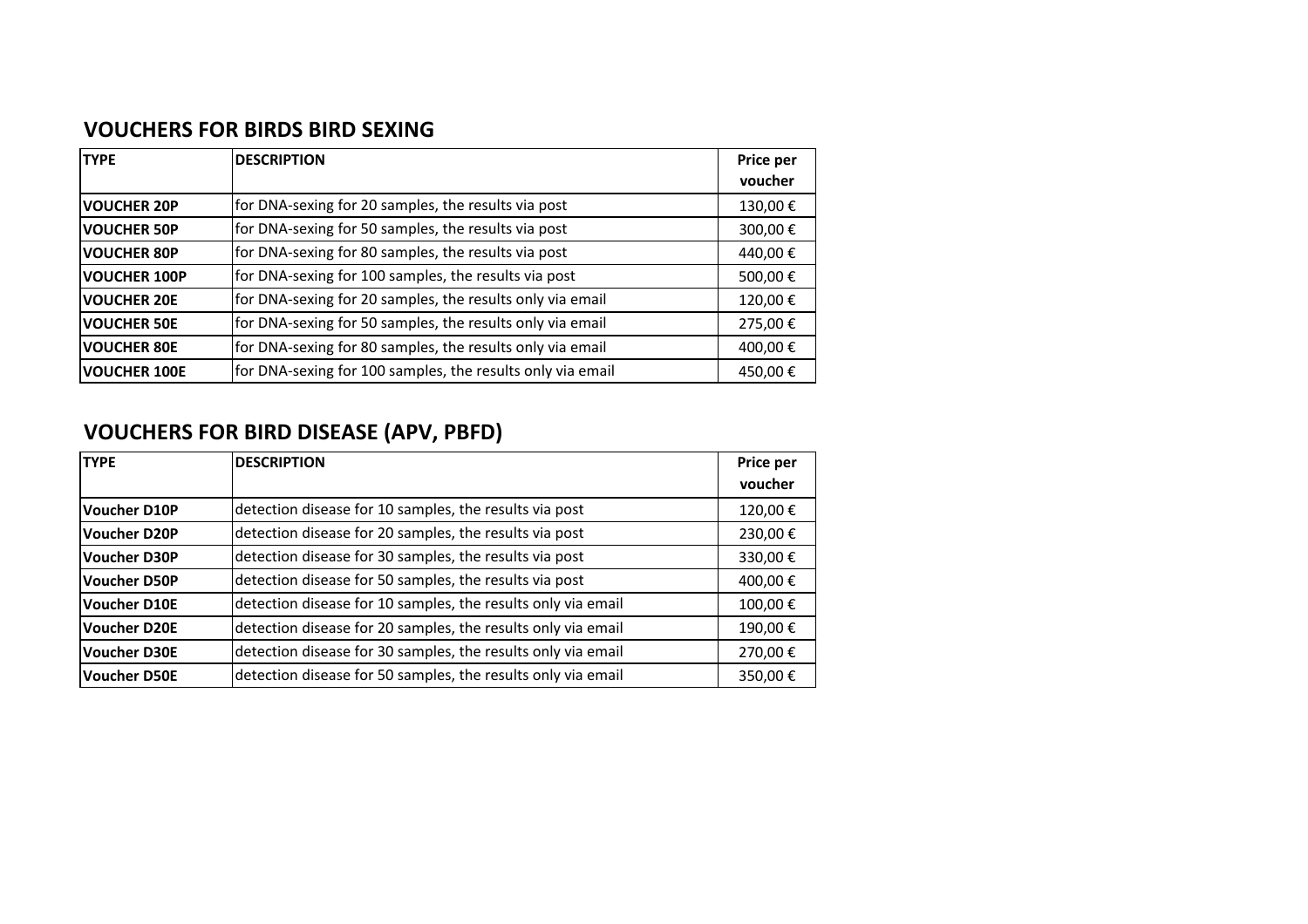## VOUCHERS FOR BIRDS BIRD SEXING

| TYPE | DESCRIPTION | Price per voucher |
| --- | --- | --- |
| **VOUCHER 20P** | for DNA-sexing for 20 samples, the results via post | 130,00 € |
| **VOUCHER 50P** | for DNA-sexing for 50 samples, the results via post | 300,00 € |
| **VOUCHER 80P** | for DNA-sexing for 80 samples, the results via post | 440,00 € |
| **VOUCHER 100P** | for DNA-sexing for 100 samples, the results via post | 500,00 € |
| **VOUCHER 20E** | for DNA-sexing for 20 samples, the results only via email | 120,00 € |
| **VOUCHER 50E** | for DNA-sexing for 50 samples, the results only via email | 275,00 € |
| **VOUCHER 80E** | for DNA-sexing for 80 samples, the results only via email | 400,00 € |
| **VOUCHER 100E** | for DNA-sexing for 100 samples, the results only via email | 450,00 € |

## VOUCHERS FOR BIRD DISEASE (APV, PBFD)

| TYPE | DESCRIPTION | Price per voucher |
| --- | --- | --- |
| **Voucher D10P** | detection disease for 10 samples, the results via post | 120,00 € |
| **Voucher D20P** | detection disease for 20 samples, the results via post | 230,00 € |
| **Voucher D30P** | detection disease for 30 samples, the results via post | 330,00 € |
| **Voucher D50P** | detection disease for 50 samples, the results via post | 400,00 € |
| **Voucher D10E** | detection disease for 10 samples, the results only via email | 100,00 € |
| **Voucher D20E** | detection disease for 20 samples, the results only via email | 190,00 € |
| **Voucher D30E** | detection disease for 30 samples, the results only via email | 270,00 € |
| **Voucher D50E** | detection disease for 50 samples, the results only via email | 350,00 € |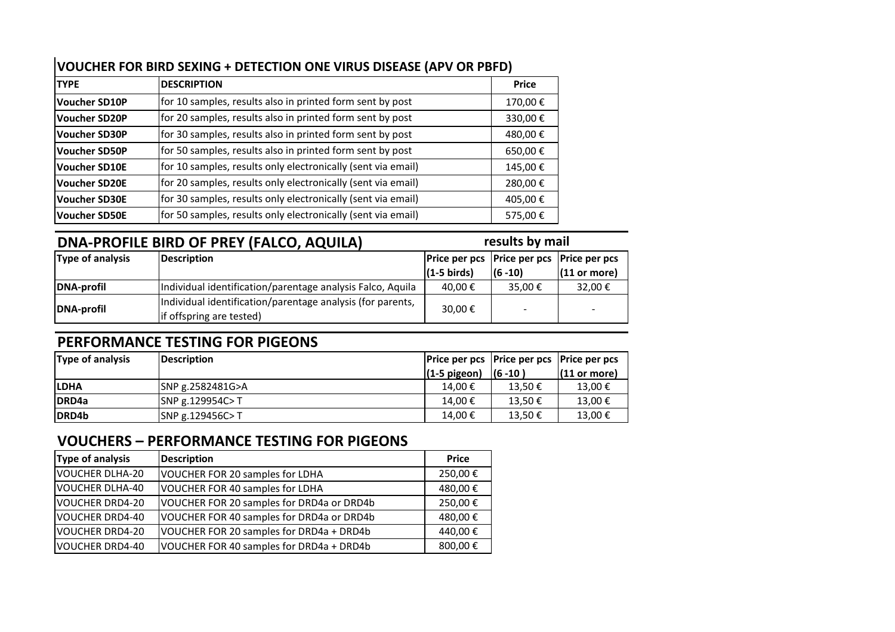## VOUCHER FOR BIRD SEXING + DETECTION ONE VIRUS DISEASE (APV OR PBFD)

| TYPE | DESCRIPTION | Price |
|---|---|---|
| Voucher SD10P | for 10 samples, results also in printed form sent by post | 170,00 € |
| Voucher SD20P | for 20 samples, results also in printed form sent by post | 330,00 € |
| Voucher SD30P | for 30 samples, results also in printed form sent by post | 480,00 € |
| Voucher SD50P | for 50 samples, results also in printed form sent by post | 650,00 € |
| Voucher SD10E | for 10 samples, results only electronically (sent via email) | 145,00 € |
| Voucher SD20E | for 20 samples, results only electronically (sent via email) | 280,00 € |
| Voucher SD30E | for 30 samples, results only electronically (sent via email) | 405,00 € |
| Voucher SD50E | for 50 samples, results only electronically (sent via email) | 575,00 € |

## DNA-PROFILE BIRD OF PREY (FALCO, AQUILA)

**results by mail**

| Type of analysis | Description | Price per pcs (1-5 birds) | Price per pcs (6 -10) | Price per pcs (11 or more) |
|---|---|---|---|---|
| DNA-profil | Individual identification/parentage analysis Falco, Aquila | 40,00 € | 35,00 € | 32,00 € |
| DNA-profil | Individual identification/parentage analysis (for parents, if offspring are tested) | 30,00 € | - | - |

## PERFORMANCE TESTING FOR PIGEONS

| Type of analysis | Description | Price per pcs (1-5 pigeon) | Price per pcs (6 -10 ) | Price per pcs (11 or more) |
|---|---|---|---|---|
| LDHA | SNP g.2582481G>A | 14,00 € | 13,50 € | 13,00 € |
| DRD4a | SNP g.129954C> T | 14,00 € | 13,50 € | 13,00 € |
| DRD4b | SNP g.129456C> T | 14,00 € | 13,50 € | 13,00 € |

## VOUCHERS – PERFORMANCE TESTING FOR PIGEONS

| Type of analysis | Description | Price |
|---|---|---|
| VOUCHER DLHA-20 | VOUCHER FOR 20 samples for LDHA | 250,00 € |
| VOUCHER DLHA-40 | VOUCHER FOR 40 samples for LDHA | 480,00 € |
| VOUCHER DRD4-20 | VOUCHER FOR 20 samples for DRD4a or DRD4b | 250,00 € |
| VOUCHER DRD4-40 | VOUCHER FOR 40 samples for DRD4a or DRD4b | 480,00 € |
| VOUCHER DRD4-20 | VOUCHER FOR 20 samples for DRD4a + DRD4b | 440,00 € |
| VOUCHER DRD4-40 | VOUCHER FOR 40 samples for DRD4a + DRD4b | 800,00 € |